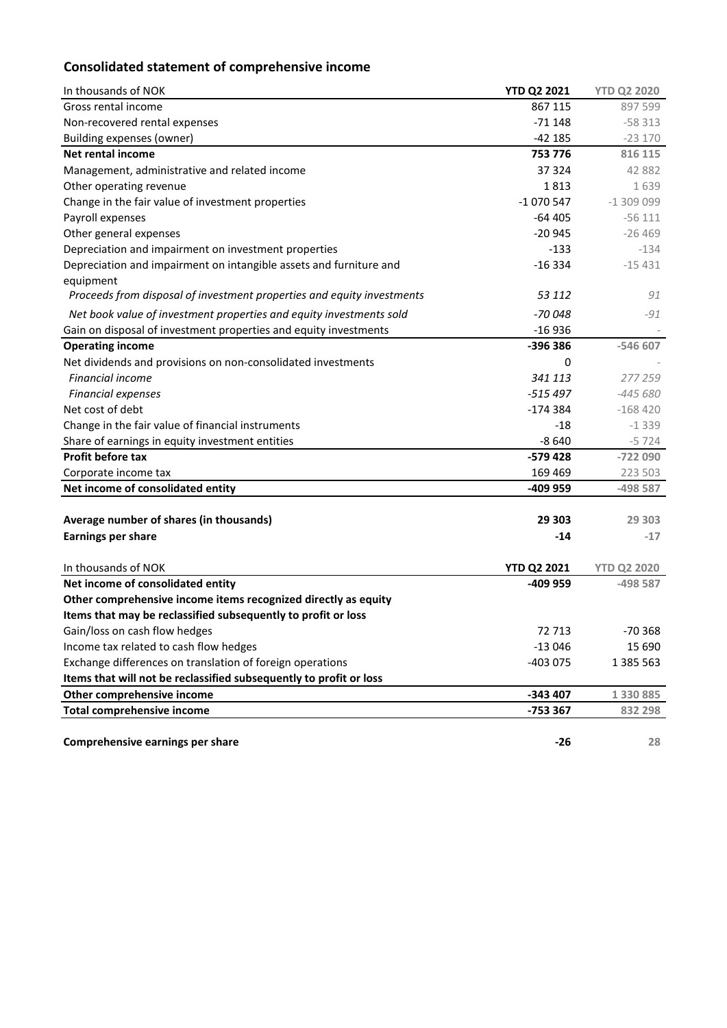## Consolidated statement of comprehensive income

| In thousands of NOK | YTD Q2 2021 | YTD Q2 2020 |
|---|---|---|
| Gross rental income | 867 115 | 897 599 |
| Non-recovered rental expenses | -71 148 | -58 313 |
| Building expenses (owner) | -42 185 | -23 170 |
| **Net rental income** | **753 776** | **816 115** |
| Management, administrative and related income | 37 324 | 42 882 |
| Other operating revenue | 1 813 | 1 639 |
| Change in the fair value of investment properties | -1 070 547 | -1 309 099 |
| Payroll expenses | -64 405 | -56 111 |
| Other general expenses | -20 945 | -26 469 |
| Depreciation and impairment on investment properties | -133 | -134 |
| Depreciation and impairment on intangible assets and furniture and equipment | -16 334 | -15 431 |
| *Proceeds from disposal of investment properties and equity investments* | *53 112* | *91* |
| *Net book value of investment properties and equity investments sold* | *-70 048* | *-91* |
| Gain on disposal of investment properties and equity investments | -16 936 | - |
| **Operating income** | **-396 386** | **-546 607** |
| Net dividends and provisions on non-consolidated investments | 0 | - |
| *Financial income* | *341 113* | *277 259* |
| *Financial expenses* | *-515 497* | *-445 680* |
| Net cost of debt | -174 384 | -168 420 |
| Change in the fair value of financial instruments | -18 | -1 339 |
| Share of earnings in equity investment entities | -8 640 | -5 724 |
| **Profit before tax** | **-579 428** | **-722 090** |
| Corporate income tax | 169 469 | 223 503 |
| **Net income of consolidated entity** | **-409 959** | **-498 587** |
| | | |
| **Average number of shares (in thousands)** | **29 303** | **29 303** |
| **Earnings per share** | **-14** | **-17** |

| In thousands of NOK | YTD Q2 2021 | YTD Q2 2020 |
|---|---|---|
| **Net income of consolidated entity** | **-409 959** | **-498 587** |
| **Other comprehensive income items recognized directly as equity** | | |
| **Items that may be reclassified subsequently to profit or loss** | | |
| Gain/loss on cash flow hedges | 72 713 | -70 368 |
| Income tax related to cash flow hedges | -13 046 | 15 690 |
| Exchange differences on translation of foreign operations | -403 075 | 1 385 563 |
| **Items that will not be reclassified subsequently to profit or loss** | | |
| **Other comprehensive income** | **-343 407** | **1 330 885** |
| **Total comprehensive income** | **-753 367** | **832 298** |
| | | |
| **Comprehensive earnings per share** | **-26** | **28** |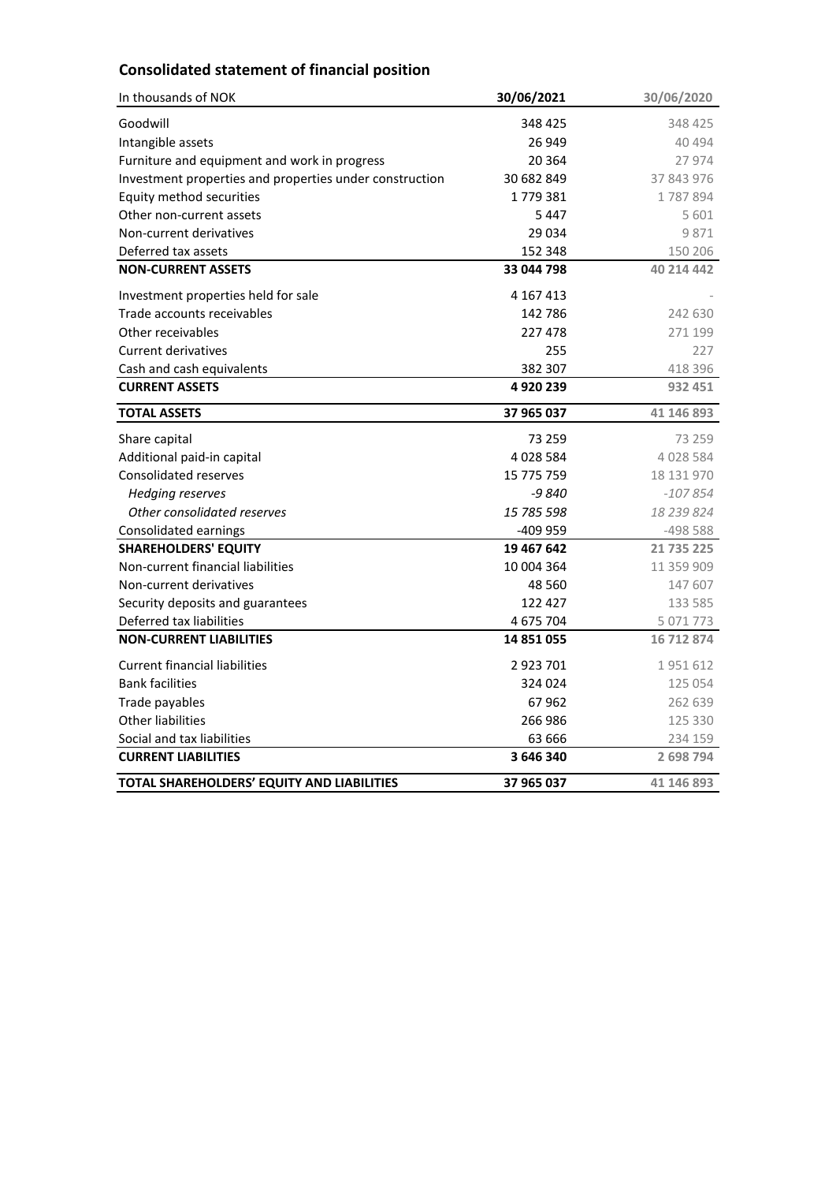## Consolidated statement of financial position

| In thousands of NOK | 30/06/2021 | 30/06/2020 |
|---|---|---|
| Goodwill | 348 425 | 348 425 |
| Intangible assets | 26 949 | 40 494 |
| Furniture and equipment and work in progress | 20 364 | 27 974 |
| Investment properties and properties under construction | 30 682 849 | 37 843 976 |
| Equity method securities | 1 779 381 | 1 787 894 |
| Other non-current assets | 5 447 | 5 601 |
| Non-current derivatives | 29 034 | 9 871 |
| Deferred tax assets | 152 348 | 150 206 |
| **NON-CURRENT ASSETS** | **33 044 798** | **40 214 442** |
| Investment properties held for sale | 4 167 413 | - |
| Trade accounts receivables | 142 786 | 242 630 |
| Other receivables | 227 478 | 271 199 |
| Current derivatives | 255 | 227 |
| Cash and cash equivalents | 382 307 | 418 396 |
| **CURRENT ASSETS** | **4 920 239** | **932 451** |
| **TOTAL ASSETS** | **37 965 037** | **41 146 893** |
| Share capital | 73 259 | 73 259 |
| Additional paid-in capital | 4 028 584 | 4 028 584 |
| Consolidated reserves | 15 775 759 | 18 131 970 |
| *Hedging reserves* | *-9 840* | *-107 854* |
| *Other consolidated reserves* | *15 785 598* | *18 239 824* |
| Consolidated earnings | -409 959 | -498 588 |
| **SHAREHOLDERS' EQUITY** | **19 467 642** | **21 735 225** |
| Non-current financial liabilities | 10 004 364 | 11 359 909 |
| Non-current derivatives | 48 560 | 147 607 |
| Security deposits and guarantees | 122 427 | 133 585 |
| Deferred tax liabilities | 4 675 704 | 5 071 773 |
| **NON-CURRENT LIABILITIES** | **14 851 055** | **16 712 874** |
| Current financial liabilities | 2 923 701 | 1 951 612 |
| Bank facilities | 324 024 | 125 054 |
| Trade payables | 67 962 | 262 639 |
| Other liabilities | 266 986 | 125 330 |
| Social and tax liabilities | 63 666 | 234 159 |
| **CURRENT LIABILITIES** | **3 646 340** | **2 698 794** |
| **TOTAL SHAREHOLDERS' EQUITY AND LIABILITIES** | **37 965 037** | **41 146 893** |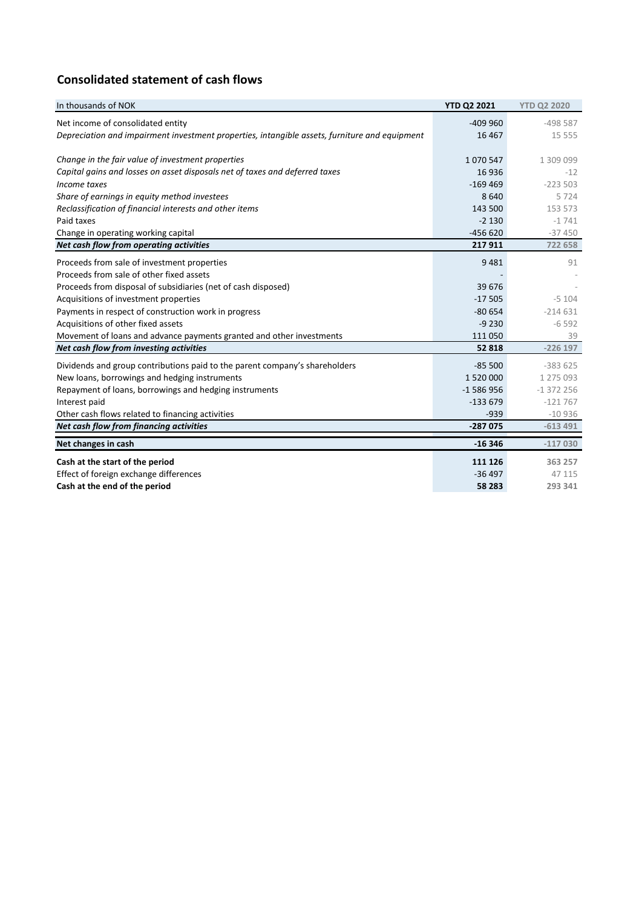## Consolidated statement of cash flows

| In thousands of NOK | YTD Q2 2021 | YTD Q2 2020 |
|---|---|---|
| Net income of consolidated entity | -409 960 | -498 587 |
| *Depreciation and impairment investment properties, intangible assets, furniture and equipment* | 16 467 | 15 555 |
| *Change in the fair value of investment properties* | 1 070 547 | 1 309 099 |
| *Capital gains and losses on asset disposals net of taxes and deferred taxes* | 16 936 | -12 |
| *Income taxes* | -169 469 | -223 503 |
| *Share of earnings in equity method investees* | 8 640 | 5 724 |
| *Reclassification of financial interests and other items* | 143 500 | 153 573 |
| Paid taxes | -2 130 | -1 741 |
| Change in operating working capital | -456 620 | -37 450 |
| ***Net cash flow from operating activities*** | **217 911** | **722 658** |
| Proceeds from sale of investment properties | 9 481 | 91 |
| Proceeds from sale of other fixed assets | - | - |
| Proceeds from disposal of subsidiaries (net of cash disposed) | 39 676 | - |
| Acquisitions of investment properties | -17 505 | -5 104 |
| Payments in respect of construction work in progress | -80 654 | -214 631 |
| Acquisitions of other fixed assets | -9 230 | -6 592 |
| Movement of loans and advance payments granted and other investments | 111 050 | 39 |
| ***Net cash flow from investing activities*** | **52 818** | **-226 197** |
| Dividends and group contributions paid to the parent company's shareholders | -85 500 | -383 625 |
| New loans, borrowings and hedging instruments | 1 520 000 | 1 275 093 |
| Repayment of loans, borrowings and hedging instruments | -1 586 956 | -1 372 256 |
| Interest paid | -133 679 | -121 767 |
| Other cash flows related to financing activities | -939 | -10 936 |
| ***Net cash flow from financing activities*** | **-287 075** | **-613 491** |
| **Net changes in cash** | **-16 346** | **-117 030** |
| **Cash at the start of the period** | **111 126** | **363 257** |
| Effect of foreign exchange differences | -36 497 | 47 115 |
| **Cash at the end of the period** | **58 283** | **293 341** |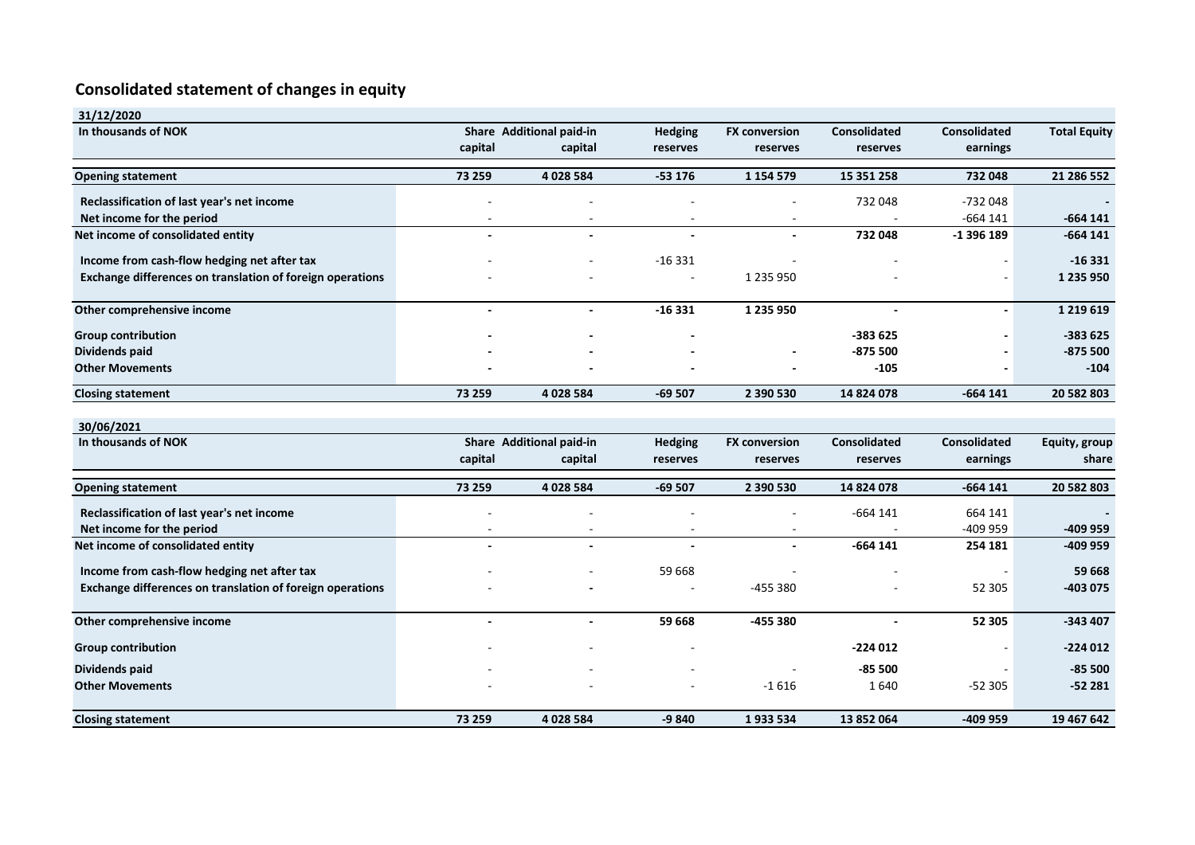# Consolidated statement of changes in equity

| 31/12/2020 | | | | | | | |
|---|---|---|---|---|---|---|---|
| **In thousands of NOK** | **Share capital** | **Additional paid-in capital** | **Hedging reserves** | **FX conversion reserves** | **Consolidated reserves** | **Consolidated earnings** | **Total Equity** |
| **Opening statement** | **73 259** | **4 028 584** | **-53 176** | **1 154 579** | **15 351 258** | **732 048** | **21 286 552** |
| **Reclassification of last year's net income** | - | - | - | - | 732 048 | -732 048 | **-** |
| **Net income for the period** | - | - | - | - | - | -664 141 | **-664 141** |
| **Net income of consolidated entity** | **-** | **-** | **-** | **-** | **732 048** | **-1 396 189** | **-664 141** |
| **Income from cash-flow hedging net after tax** | - | - | -16 331 | - | - | - | **-16 331** |
| **Exchange differences on translation of foreign operations** | - | - | - | 1 235 950 | - | - | **1 235 950** |
| **Other comprehensive income** | **-** | **-** | **-16 331** | **1 235 950** | **-** | **-** | **1 219 619** |
| **Group contribution** | **-** | **-** | **-** | | **-383 625** | **-** | **-383 625** |
| **Dividends paid** | **-** | **-** | **-** | **-** | **-875 500** | **-** | **-875 500** |
| **Other Movements** | **-** | **-** | **-** | **-** | **-105** | **-** | **-104** |
| **Closing statement** | **73 259** | **4 028 584** | **-69 507** | **2 390 530** | **14 824 078** | **-664 141** | **20 582 803** |

| 30/06/2021 | | | | | | | |
|---|---|---|---|---|---|---|---|
| **In thousands of NOK** | **Share capital** | **Additional paid-in capital** | **Hedging reserves** | **FX conversion reserves** | **Consolidated reserves** | **Consolidated earnings** | **Equity, group share** |
| **Opening statement** | **73 259** | **4 028 584** | **-69 507** | **2 390 530** | **14 824 078** | **-664 141** | **20 582 803** |
| **Reclassification of last year's net income** | - | - | - | - | -664 141 | 664 141 | **-** |
| **Net income for the period** | - | - | - | - | - | -409 959 | **-409 959** |
| **Net income of consolidated entity** | **-** | **-** | **-** | **-** | **-664 141** | **254 181** | **-409 959** |
| **Income from cash-flow hedging net after tax** | - | - | 59 668 | - | - | - | **59 668** |
| **Exchange differences on translation of foreign operations** | - | **-** | - | -455 380 | - | 52 305 | **-403 075** |
| **Other comprehensive income** | **-** | **-** | **59 668** | **-455 380** | **-** | **52 305** | **-343 407** |
| **Group contribution** | - | - | - | | **-224 012** | - | **-224 012** |
| **Dividends paid** | - | - | - | - | **-85 500** | - | **-85 500** |
| **Other Movements** | - | - | - | -1 616 | 1 640 | -52 305 | **-52 281** |
| **Closing statement** | **73 259** | **4 028 584** | **-9 840** | **1 933 534** | **13 852 064** | **-409 959** | **19 467 642** |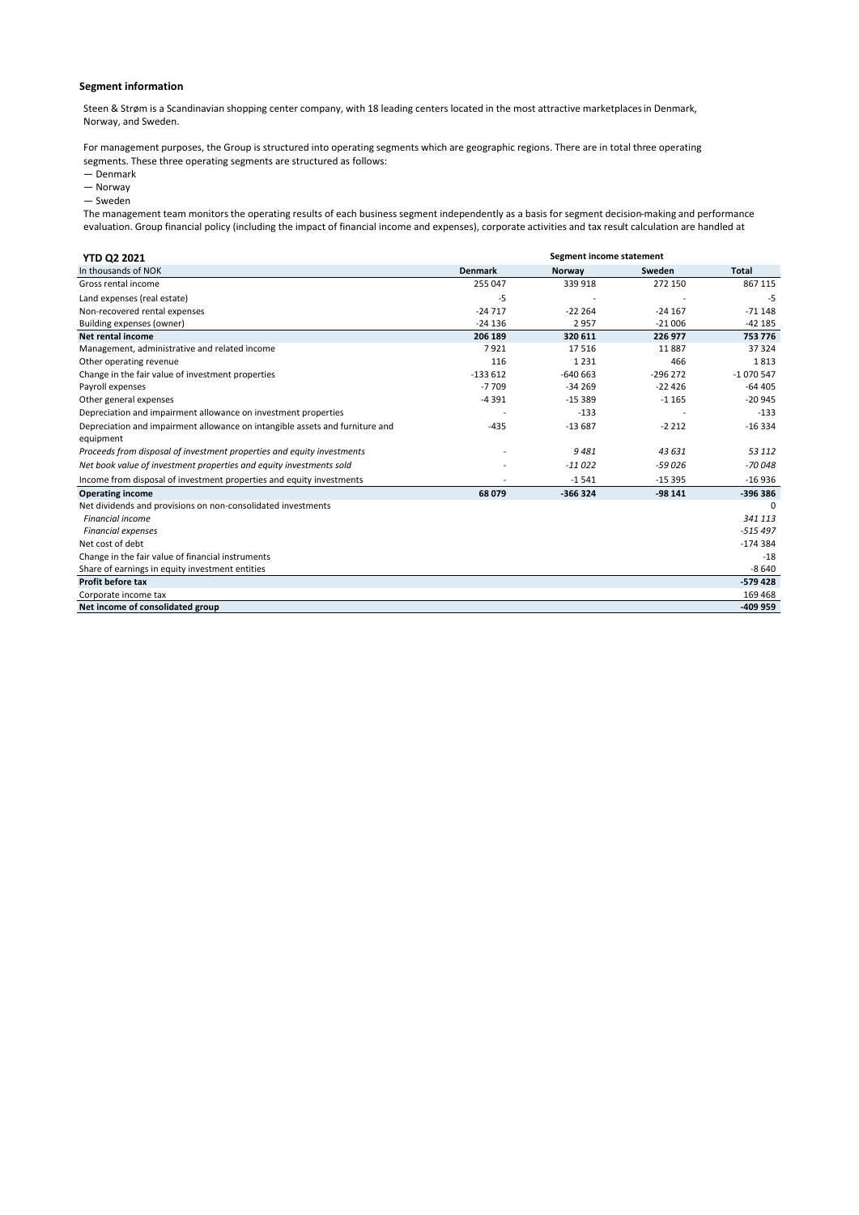**Segment information**

Steen & Strøm is a Scandinavian shopping center company, with 18 leading centers located in the most attractive marketplaces in Denmark, Norway, and Sweden.

For management purposes, the Group is structured into operating segments which are geographic regions. There are in total three operating segments. These three operating segments are structured as follows:

— Denmark
— Norway
— Sweden

The management team monitors the operating results of each business segment independently as a basis for segment decision-making and performance evaluation. Group financial policy (including the impact of financial income and expenses), corporate activities and tax result calculation are handled at

| **YTD Q2 2021** | **Segment income statement** | | | |
|---|---|---|---|---|
| In thousands of NOK | **Denmark** | **Norway** | **Sweden** | **Total** |
| Gross rental income | 255 047 | 339 918 | 272 150 | 867 115 |
| Land expenses (real estate) | -5 | - | - | -5 |
| Non-recovered rental expenses | -24 717 | -22 264 | -24 167 | -71 148 |
| Building expenses (owner) | -24 136 | 2 957 | -21 006 | -42 185 |
| **Net rental income** | **206 189** | **320 611** | **226 977** | **753 776** |
| Management, administrative and related income | 7 921 | 17 516 | 11 887 | 37 324 |
| Other operating revenue | 116 | 1 231 | 466 | 1 813 |
| Change in the fair value of investment properties | -133 612 | -640 663 | -296 272 | -1 070 547 |
| Payroll expenses | -7 709 | -34 269 | -22 426 | -64 405 |
| Other general expenses | -4 391 | -15 389 | -1 165 | -20 945 |
| Depreciation and impairment allowance on investment properties | - | -133 | - | -133 |
| Depreciation and impairment allowance on intangible assets and furniture and equipment | -435 | -13 687 | -2 212 | -16 334 |
| *Proceeds from disposal of investment properties and equity investments* | - | *9 481* | *43 631* | *53 112* |
| *Net book value of investment properties and equity investments sold* | - | *-11 022* | *-59 026* | *-70 048* |
| Income from disposal of investment properties and equity investments | - | -1 541 | -15 395 | -16 936 |
| **Operating income** | **68 079** | **-366 324** | **-98 141** | **-396 386** |
| Net dividends and provisions on non-consolidated investments | | | | 0 |
| *Financial income* | | | | *341 113* |
| *Financial expenses* | | | | *-515 497* |
| Net cost of debt | | | | -174 384 |
| Change in the fair value of financial instruments | | | | -18 |
| Share of earnings in equity investment entities | | | | -8 640 |
| **Profit before tax** | | | | **-579 428** |
| Corporate income tax | | | | 169 468 |
| **Net income of consolidated group** | | | | **-409 959** |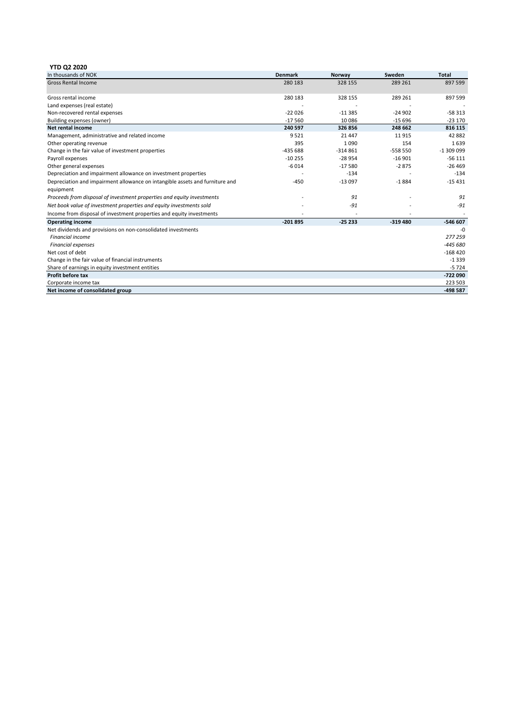**YTD Q2 2020**

| In thousands of NOK | Denmark | Norway | Sweden | Total |
|---|---|---|---|---|
| Gross Rental Income | 280 183 | 328 155 | 289 261 | 897 599 |
| Gross rental income | 280 183 | 328 155 | 289 261 | 897 599 |
| Land expenses (real estate) | - | - | - | - |
| Non-recovered rental expenses | -22 026 | -11 385 | -24 902 | -58 313 |
| Building expenses (owner) | -17 560 | 10 086 | -15 696 | -23 170 |
| **Net rental income** | **240 597** | **326 856** | **248 662** | **816 115** |
| Management, administrative and related income | 9 521 | 21 447 | 11 915 | 42 882 |
| Other operating revenue | 395 | 1 090 | 154 | 1 639 |
| Change in the fair value of investment properties | -435 688 | -314 861 | -558 550 | -1 309 099 |
| Payroll expenses | -10 255 | -28 954 | -16 901 | -56 111 |
| Other general expenses | -6 014 | -17 580 | -2 875 | -26 469 |
| Depreciation and impairment allowance on investment properties | - | -134 | - | -134 |
| Depreciation and impairment allowance on intangible assets and furniture and equipment | -450 | -13 097 | -1 884 | -15 431 |
| *Proceeds from disposal of investment properties and equity investments* | - | *91* | - | *91* |
| *Net book value of investment properties and equity investments sold* | - | *-91* | - | *-91* |
| Income from disposal of investment properties and equity investments | - | - | - | - |
| **Operating income** | **-201 895** | **-25 233** | **-319 480** | **-546 607** |
| Net dividends and provisions on non-consolidated investments | | | | -0 |
| *Financial income* | | | | *277 259* |
| *Financial expenses* | | | | *-445 680* |
| Net cost of debt | | | | -168 420 |
| Change in the fair value of financial instruments | | | | -1 339 |
| Share of earnings in equity investment entities | | | | -5 724 |
| **Profit before tax** | | | | **-722 090** |
| Corporate income tax | | | | 223 503 |
| **Net income of consolidated group** | | | | **-498 587** |